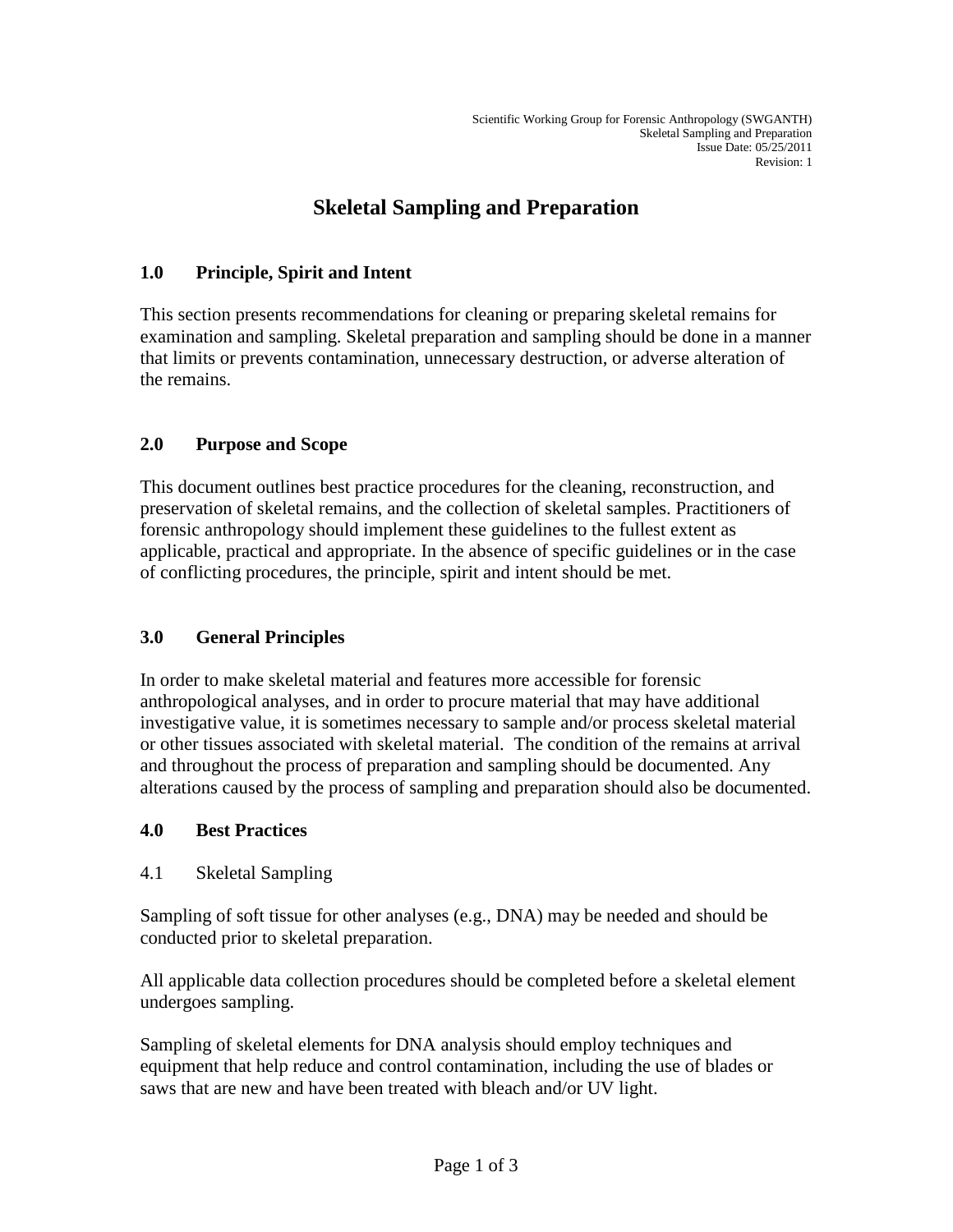# Skeletal Sampling and Preparation

## 1.0 Principle, Spirit and Intent

This section presents recommendations for cleaning or preparing skeletal remains for examination and sampling. Skeletal preparation and sampling should be done in a manner that limits or prevents contamination, unnecessary destruction, or adverse alteration of the remains.

## 2.0 Purpose and Scope

This document outlines best practice procedures for the cleaning, reconstruction, and preservation of skeletal remains, and the collection of skeletal samples. Practitioners of forensic anthropology should implement these guidelines to the fullest extent as applicable, practical and appropriate. In the absence of specific guidelines or in the case of conflicting procedures, the principle, spirit and intent should be met.

## 3.0 General Principles

In order to make skeletal material and features more accessible for forensic anthropological analyses, and in order to procure material that may have additional investigative value, it is sometimes necessary to sample and/or process skeletal material or other tissues associated with skeletal material. The condition of the remains at arrival and throughout the process of preparation and sampling should be documented. Any alterations caused by the process of sampling and preparation should also be documented.

## 4.0 Best Practices

### 4.1 Skeletal Sampling

Sampling of soft tissue for other analyses (e.g., DNA) may be needed and should be conducted prior to skeletal preparation.

All applicable data collection procedures should be completed before a skeletal element undergoes sampling.

Sampling of skeletal elements for DNA analysis should employ techniques and equipment that help reduce and control contamination, including the use of blades or saws that are new and have been treated with bleach and/or UV light.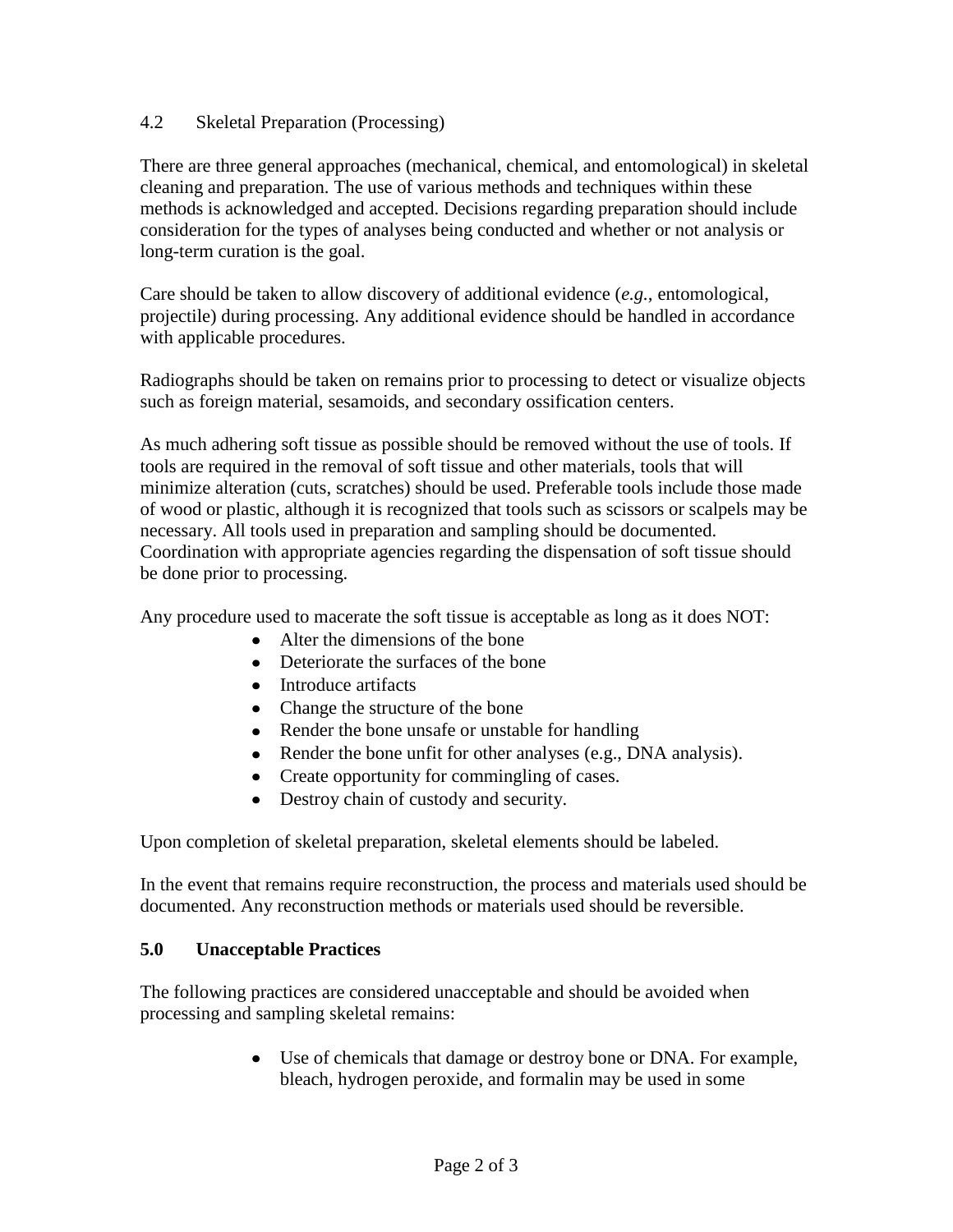### 4.2 Skeletal Preparation (Processing)

There are three general approaches (mechanical, chemical, and entomological) in skeletal cleaning and preparation. The use of various methods and techniques within these methods is acknowledged and accepted. Decisions regarding preparation should include consideration for the types of analyses being conducted and whether or not analysis or long-term curation is the goal.

Care should be taken to allow discovery of additional evidence (*e.g.,* entomological, projectile) during processing. Any additional evidence should be handled in accordance with applicable procedures.

Radiographs should be taken on remains prior to processing to detect or visualize objects such as foreign material, sesamoids, and secondary ossification centers.

As much adhering soft tissue as possible should be removed without the use of tools. If tools are required in the removal of soft tissue and other materials, tools that will minimize alteration (cuts, scratches) should be used. Preferable tools include those made of wood or plastic, although it is recognized that tools such as scissors or scalpels may be necessary. All tools used in preparation and sampling should be documented. Coordination with appropriate agencies regarding the dispensation of soft tissue should be done prior to processing.

Any procedure used to macerate the soft tissue is acceptable as long as it does NOT:

- Alter the dimensions of the bone
- Deteriorate the surfaces of the bone
- Introduce artifacts
- Change the structure of the bone
- Render the bone unsafe or unstable for handling
- Render the bone unfit for other analyses (e.g., DNA analysis).
- Create opportunity for commingling of cases.
- Destroy chain of custody and security.

Upon completion of skeletal preparation, skeletal elements should be labeled.

In the event that remains require reconstruction, the process and materials used should be documented. Any reconstruction methods or materials used should be reversible.

## 5.0 Unacceptable Practices

The following practices are considered unacceptable and should be avoided when processing and sampling skeletal remains:

- Use of chemicals that damage or destroy bone or DNA. For example, bleach, hydrogen peroxide, and formalin may be used in some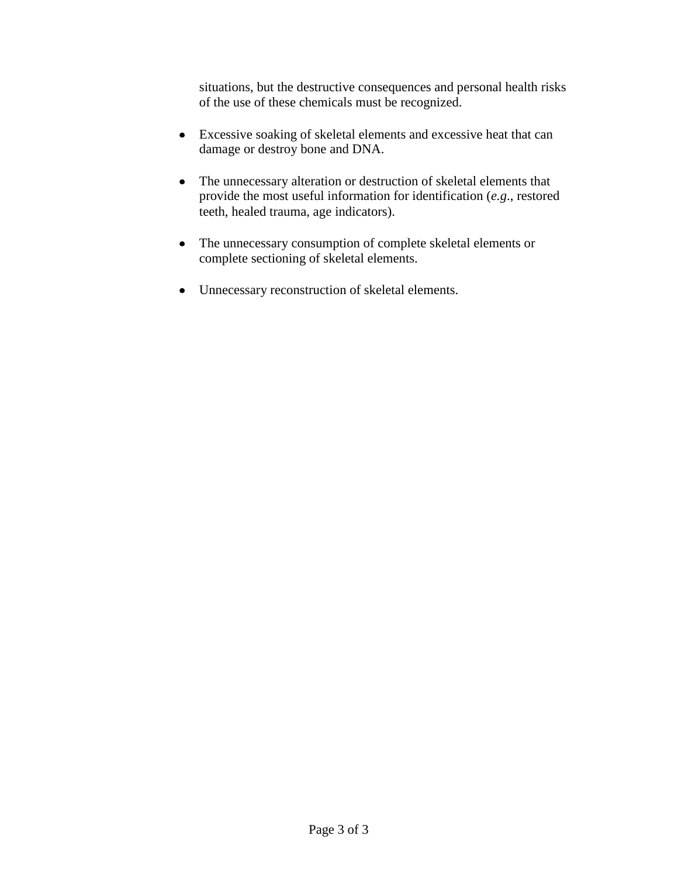situations, but the destructive consequences and personal health risks of the use of these chemicals must be recognized.

- Excessive soaking of skeletal elements and excessive heat that can damage or destroy bone and DNA.

- The unnecessary alteration or destruction of skeletal elements that provide the most useful information for identification (*e.g*., restored teeth, healed trauma, age indicators).

- The unnecessary consumption of complete skeletal elements or complete sectioning of skeletal elements.

- Unnecessary reconstruction of skeletal elements.